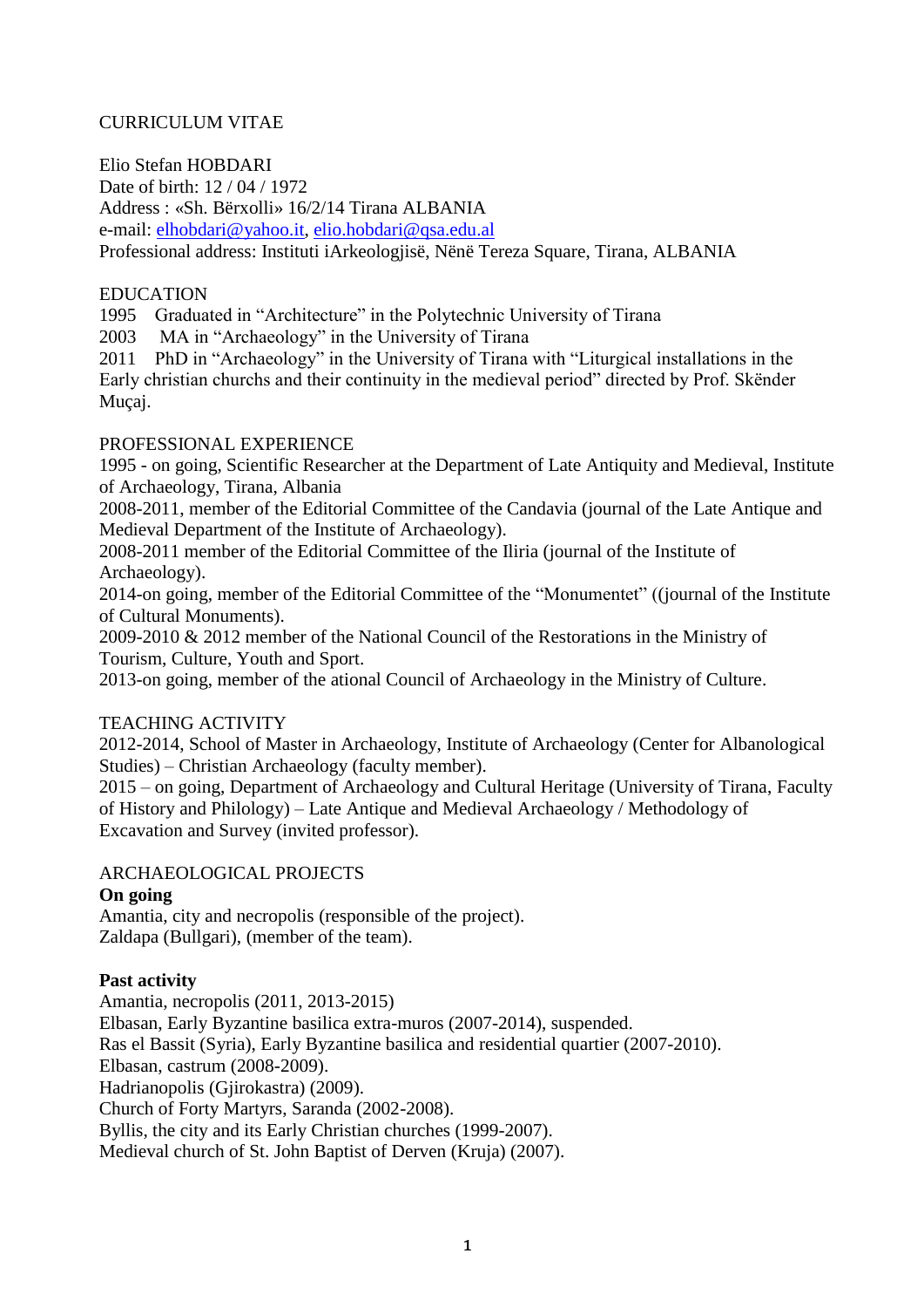CURRICULUM VITAE

Elio Stefan HOBDARI
Date of birth: 12 / 04 / 1972
Address : «Sh. Bërxolli» 16/2/14 Tirana ALBANIA
e-mail: elhobdari@yahoo.it, elio.hobdari@qsa.edu.al
Professional address: Instituti iArkeologjisë, Nënë Tereza Square, Tirana, ALBANIA

## EDUCATION

1995 Graduated in "Architecture" in the Polytechnic University of Tirana
2003 MA in "Archaeology" in the University of Tirana
2011 PhD in "Archaeology" in the University of Tirana with "Liturgical installations in the Early christian churchs and their continuity in the medieval period" directed by Prof. Skënder Muçaj.

## PROFESSIONAL EXPERIENCE

1995 - on going, Scientific Researcher at the Department of Late Antiquity and Medieval, Institute of Archaeology, Tirana, Albania
2008-2011, member of the Editorial Committee of the Candavia (journal of the Late Antique and Medieval Department of the Institute of Archaeology).
2008-2011 member of the Editorial Committee of the Iliria (journal of the Institute of Archaeology).
2014-on going, member of the Editorial Committee of the "Monumentet" ((journal of the Institute of Cultural Monuments).
2009-2010 & 2012 member of the National Council of the Restorations in the Ministry of Tourism, Culture, Youth and Sport.
2013-on going, member of the ational Council of Archaeology in the Ministry of Culture.

## TEACHING ACTIVITY

2012-2014, School of Master in Archaeology, Institute of Archaeology (Center for Albanological Studies) – Christian Archaeology (faculty member).
2015 – on going, Department of Archaeology and Cultural Heritage (University of Tirana, Faculty of History and Philology) – Late Antique and Medieval Archaeology / Methodology of Excavation and Survey (invited professor).

## ARCHAEOLOGICAL PROJECTS

**On going**

Amantia, city and necropolis (responsible of the project).
Zaldapa (Bullgari), (member of the team).

**Past activity**

Amantia, necropolis (2011, 2013-2015)
Elbasan, Early Byzantine basilica extra-muros (2007-2014), suspended.
Ras el Bassit (Syria), Early Byzantine basilica and residential quartier (2007-2010).
Elbasan, castrum (2008-2009).
Hadrianopolis (Gjirokastra) (2009).
Church of Forty Martyrs, Saranda (2002-2008).
Byllis, the city and its Early Christian churches (1999-2007).
Medieval church of St. John Baptist of Derven (Kruja) (2007).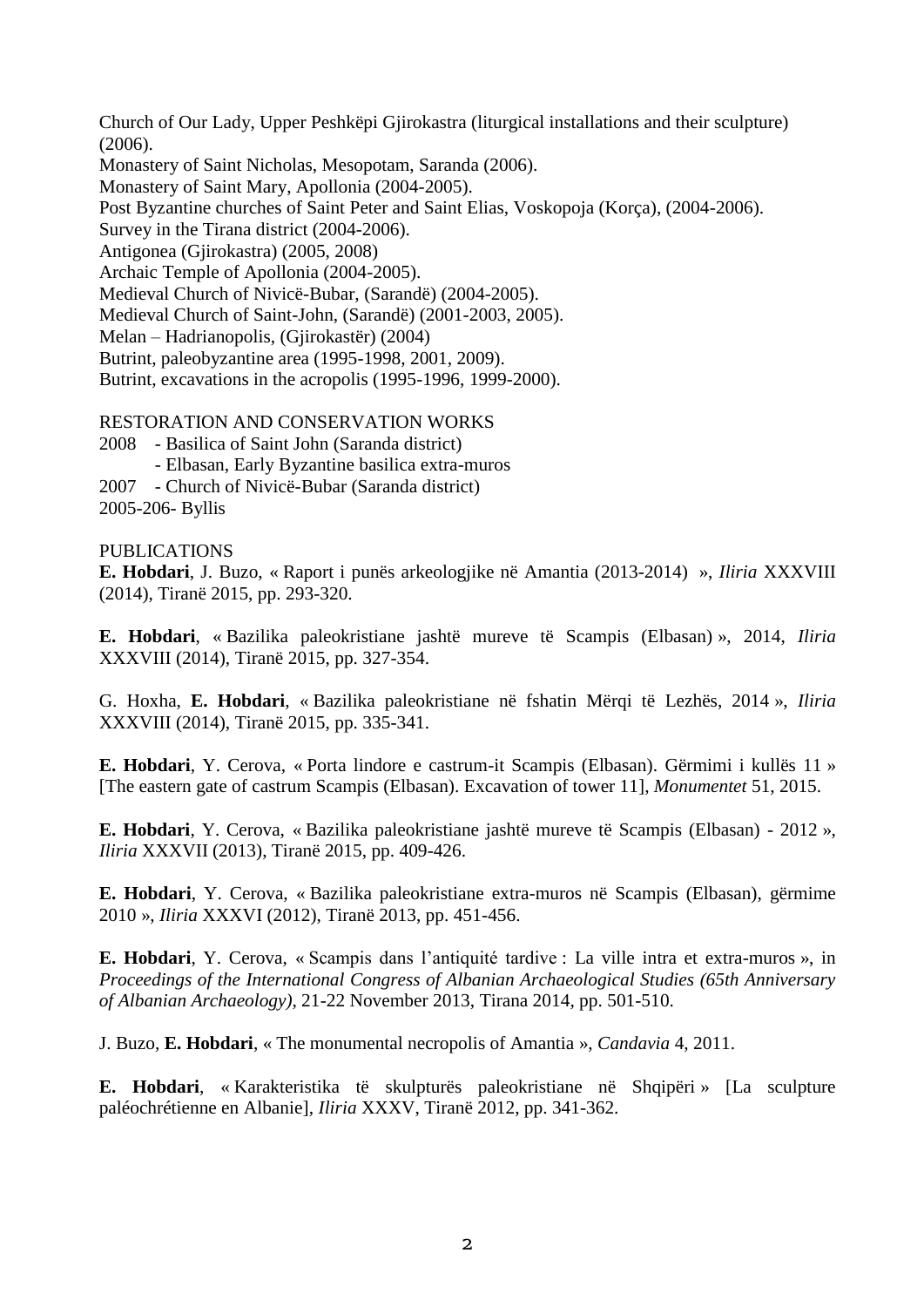Church of Our Lady, Upper Peshkëpi Gjirokastra (liturgical installations and their sculpture) (2006).
Monastery of Saint Nicholas, Mesopotam, Saranda (2006).
Monastery of Saint Mary, Apollonia (2004-2005).
Post Byzantine churches of Saint Peter and Saint Elias, Voskopoja (Korça), (2004-2006).
Survey in the Tirana district (2004-2006).
Antigonea (Gjirokastra) (2005, 2008)
Archaic Temple of Apollonia (2004-2005).
Medieval Church of Nivicë-Bubar, (Sarandë) (2004-2005).
Medieval Church of Saint-John, (Sarandë) (2001-2003, 2005).
Melan – Hadrianopolis, (Gjirokastër) (2004)
Butrint, paleobyzantine area (1995-1998, 2001, 2009).
Butrint, excavations in the acropolis (1995-1996, 1999-2000).

RESTORATION AND CONSERVATION WORKS

2008 - Basilica of Saint John (Saranda district)
 - Elbasan, Early Byzantine basilica extra-muros
2007 - Church of Nivicë-Bubar (Saranda district)
2005-206- Byllis

PUBLICATIONS

**E. Hobdari**, J. Buzo, « Raport i punës arkeologjike në Amantia (2013-2014) », *Iliria* XXXVIII (2014), Tiranë 2015, pp. 293-320.

**E. Hobdari**, « Bazilika paleokristiane jashtë mureve të Scampis (Elbasan) », 2014, *Iliria* XXXVIII (2014), Tiranë 2015, pp. 327-354.

G. Hoxha, **E. Hobdari**, « Bazilika paleokristiane në fshatin Mërqi të Lezhës, 2014 », *Iliria* XXXVIII (2014), Tiranë 2015, pp. 335-341.

**E. Hobdari**, Y. Cerova, « Porta lindore e castrum-it Scampis (Elbasan). Gërmimi i kullës 11 » [The eastern gate of castrum Scampis (Elbasan). Excavation of tower 11], *Monumentet* 51, 2015.

**E. Hobdari**, Y. Cerova, « Bazilika paleokristiane jashtë mureve të Scampis (Elbasan) - 2012 », *Iliria* XXXVII (2013), Tiranë 2015, pp. 409-426.

**E. Hobdari**, Y. Cerova, « Bazilika paleokristiane extra-muros në Scampis (Elbasan), gërmime 2010 », *Iliria* XXXVI (2012), Tiranë 2013, pp. 451-456.

**E. Hobdari**, Y. Cerova, « Scampis dans l'antiquité tardive : La ville intra et extra-muros », in *Proceedings of the International Congress of Albanian Archaeological Studies (65th Anniversary of Albanian Archaeology)*, 21-22 November 2013, Tirana 2014, pp. 501-510.

J. Buzo, **E. Hobdari**, « The monumental necropolis of Amantia », *Candavia* 4, 2011.

**E. Hobdari**, « Karakteristika të skulpturës paleokristiane në Shqipëri » [La sculpture paléochrétienne en Albanie], *Iliria* XXXV, Tiranë 2012, pp. 341-362.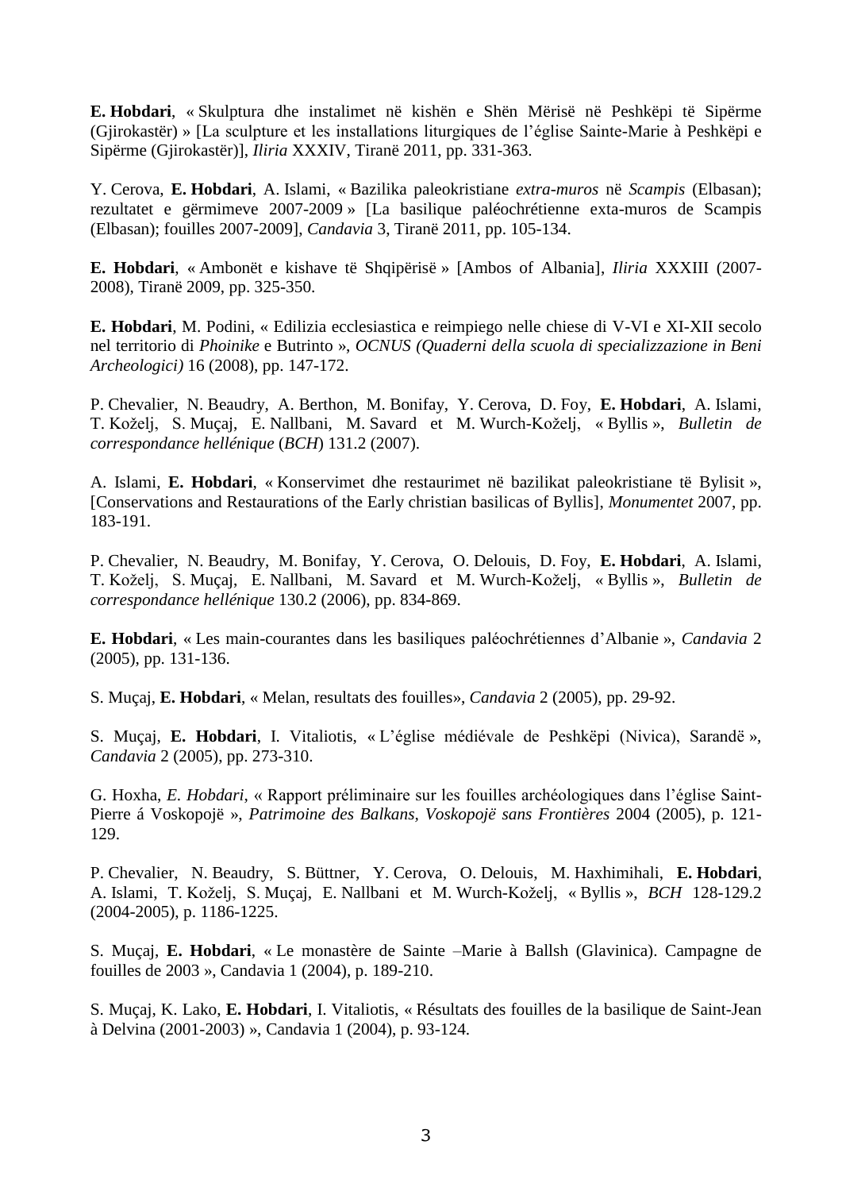**E. Hobdari**, « Skulptura dhe instalimet në kishën e Shën Mërisë në Peshkëpi të Sipërme (Gjirokastër) » [La sculpture et les installations liturgiques de l'église Sainte-Marie à Peshkëpi e Sipërme (Gjirokastër)], *Iliria* XXXIV, Tiranë 2011, pp. 331-363.

Y. Cerova, **E. Hobdari**, A. Islami, « Bazilika paleokristiane *extra-muros* në *Scampis* (Elbasan); rezultatet e gërmimeve 2007-2009 » [La basilique paléochrétienne exta-muros de Scampis (Elbasan); fouilles 2007-2009], *Candavia* 3, Tiranë 2011, pp. 105-134.

**E. Hobdari**, « Ambonët e kishave të Shqipërisë » [Ambos of Albania], *Iliria* XXXIII (2007-2008), Tiranë 2009, pp. 325-350.

**E. Hobdari**, M. Podini, « Edilizia ecclesiastica e reimpiego nelle chiese di V-VI e XI-XII secolo nel territorio di *Phoinike* e Butrinto », *OCNUS (Quaderni della scuola di specializzazione in Beni Archeologici)* 16 (2008), pp. 147-172.

P. Chevalier, N. Beaudry, A. Berthon, M. Bonifay, Y. Cerova, D. Foy, **E. Hobdari**, A. Islami, T. Koželj, S. Muçaj, E. Nallbani, M. Savard et M. Wurch-Koželj, « Byllis », *Bulletin de correspondance hellénique* (*BCH*) 131.2 (2007).

A. Islami, **E. Hobdari**, « Konservimet dhe restaurimet në bazilikat paleokristiane të Bylisit », [Conservations and Restaurations of the Early christian basilicas of Byllis], *Monumentet* 2007, pp. 183-191.

P. Chevalier, N. Beaudry, M. Bonifay, Y. Cerova, O. Delouis, D. Foy, **E. Hobdari**, A. Islami, T. Koželj, S. Muçaj, E. Nallbani, M. Savard et M. Wurch-Koželj, « Byllis », *Bulletin de correspondance hellénique* 130.2 (2006), pp. 834-869.

**E. Hobdari**, « Les main-courantes dans les basiliques paléochrétiennes d'Albanie », *Candavia* 2 (2005), pp. 131-136.

S. Muçaj, **E. Hobdari**, « Melan, resultats des fouilles», *Candavia* 2 (2005), pp. 29-92.

S. Muçaj, **E. Hobdari**, I. Vitaliotis, « L'église médiévale de Peshkëpi (Nivica), Sarandë », *Candavia* 2 (2005), pp. 273-310.

G. Hoxha, *E. Hobdari*, « Rapport préliminaire sur les fouilles archéologiques dans l'église Saint-Pierre á Voskopojë », *Patrimoine des Balkans, Voskopojë sans Frontières* 2004 (2005), p. 121-129.

P. Chevalier, N. Beaudry, S. Büttner, Y. Cerova, O. Delouis, M. Haxhimihali, **E. Hobdari**, A. Islami, T. Koželj, S. Muçaj, E. Nallbani et M. Wurch-Koželj, « Byllis », *BCH* 128-129.2 (2004-2005), p. 1186-1225.

S. Muçaj, **E. Hobdari**, « Le monastère de Sainte –Marie à Ballsh (Glavinica). Campagne de fouilles de 2003 », Candavia 1 (2004), p. 189-210.

S. Muçaj, K. Lako, **E. Hobdari**, I. Vitaliotis, « Résultats des fouilles de la basilique de Saint-Jean à Delvina (2001-2003) », Candavia 1 (2004), p. 93-124.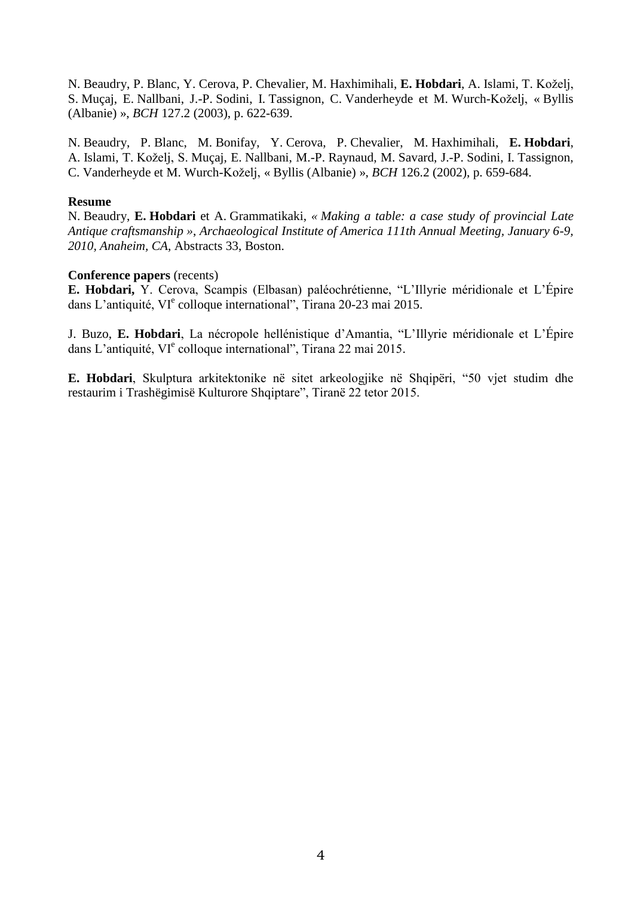N. Beaudry, P. Blanc, Y. Cerova, P. Chevalier, M. Haxhimihali, **E. Hobdari**, A. Islami, T. Koželj, S. Muçaj, E. Nallbani, J.-P. Sodini, I. Tassignon, C. Vanderheyde et M. Wurch-Koželj, « Byllis (Albanie) », *BCH* 127.2 (2003), p. 622-639.

N. Beaudry, P. Blanc, M. Bonifay, Y. Cerova, P. Chevalier, M. Haxhimihali, **E. Hobdari**, A. Islami, T. Koželj, S. Muçaj, E. Nallbani, M.-P. Raynaud, M. Savard, J.-P. Sodini, I. Tassignon, C. Vanderheyde et M. Wurch-Koželj, « Byllis (Albanie) », *BCH* 126.2 (2002), p. 659-684.

**Resume**
N. Beaudry, **E. Hobdari** et A. Grammatikaki, *« Making a table: a case study of provincial Late Antique craftsmanship »*, *Archaeological Institute of America 111th Annual Meeting, January 6-9, 2010, Anaheim, CA*, Abstracts 33, Boston.

**Conference papers** (recents)
**E. Hobdari,** Y. Cerova, Scampis (Elbasan) paléochrétienne, "L'Illyrie méridionale et L'Épire dans L'antiquité, VI[e] colloque international", Tirana 20-23 mai 2015.

J. Buzo, **E. Hobdari**, La nécropole hellénistique d'Amantia, "L'Illyrie méridionale et L'Épire dans L'antiquité, VI[e] colloque international", Tirana 22 mai 2015.

**E. Hobdari**, Skulptura arkitektonike në sitet arkeologjike në Shqipëri, "50 vjet studim dhe restaurim i Trashëgimisë Kulturore Shqiptare", Tiranë 22 tetor 2015.